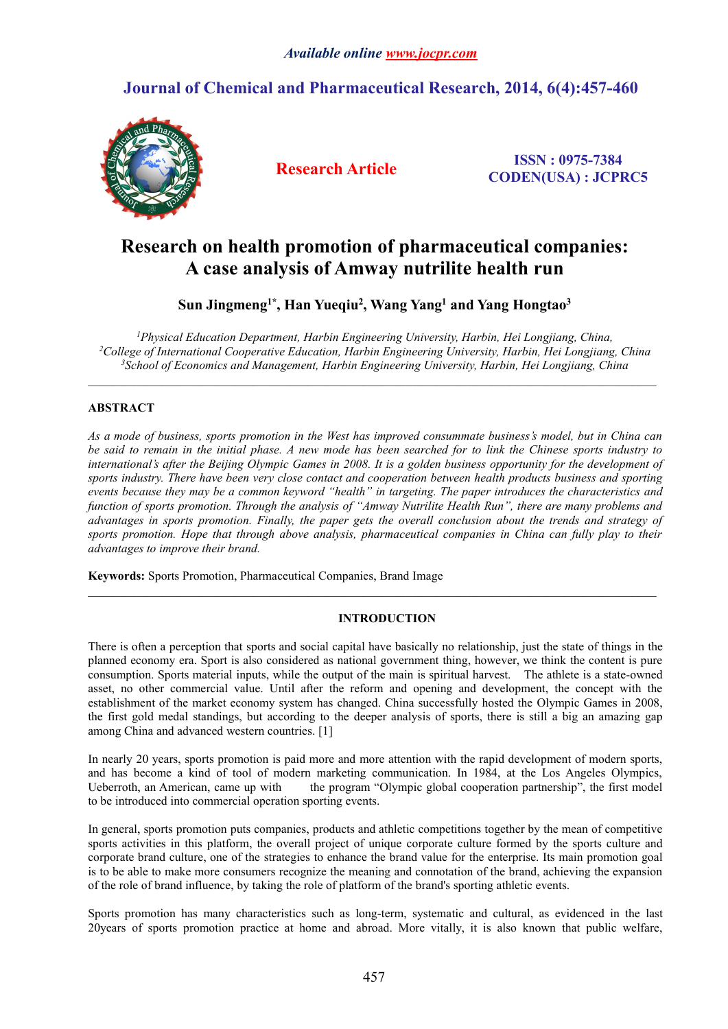# Research on health promotion of pharmaceutical companies: A case analysis of Amway nutrilite health run

**Sun Jingmeng[1*], Han Yueqiu[2], Wang Yang[1] and Yang Hongtao[3]**

*[1]Physical Education Department, Harbin Engineering University, Harbin, Hei Longjiang, China,*
*[2]College of International Cooperative Education, Harbin Engineering University, Harbin, Hei Longjiang, China*
*[3]School of Economics and Management, Harbin Engineering University, Harbin, Hei Longjiang, China*

---

## ABSTRACT

*As a mode of business, sports promotion in the West has improved consummate business's model, but in China can be said to remain in the initial phase. A new mode has been searched for to link the Chinese sports industry to international's after the Beijing Olympic Games in 2008. It is a golden business opportunity for the development of sports industry. There have been very close contact and cooperation between health products business and sporting events because they may be a common keyword "health" in targeting. The paper introduces the characteristics and function of sports promotion. Through the analysis of "Amway Nutrilite Health Run", there are many problems and advantages in sports promotion. Finally, the paper gets the overall conclusion about the trends and strategy of sports promotion. Hope that through above analysis, pharmaceutical companies in China can fully play to their advantages to improve their brand.*

**Keywords:** Sports Promotion, Pharmaceutical Companies, Brand Image

---

## INTRODUCTION

There is often a perception that sports and social capital have basically no relationship, just the state of things in the planned economy era. Sport is also considered as national government thing, however, we think the content is pure consumption. Sports material inputs, while the output of the main is spiritual harvest. The athlete is a state-owned asset, no other commercial value. Until after the reform and opening and development, the concept with the establishment of the market economy system has changed. China successfully hosted the Olympic Games in 2008, the first gold medal standings, but according to the deeper analysis of sports, there is still a big an amazing gap among China and advanced western countries. [1]

In nearly 20 years, sports promotion is paid more and more attention with the rapid development of modern sports, and has become a kind of tool of modern marketing communication. In 1984, at the Los Angeles Olympics, Ueberroth, an American, came up with the program "Olympic global cooperation partnership", the first model to be introduced into commercial operation sporting events.

In general, sports promotion puts companies, products and athletic competitions together by the mean of competitive sports activities in this platform, the overall project of unique corporate culture formed by the sports culture and corporate brand culture, one of the strategies to enhance the brand value for the enterprise. Its main promotion goal is to be able to make more consumers recognize the meaning and connotation of the brand, achieving the expansion of the role of brand influence, by taking the role of platform of the brand's sporting athletic events.

Sports promotion has many characteristics such as long-term, systematic and cultural, as evidenced in the last 20years of sports promotion practice at home and abroad. More vitally, it is also known that public welfare,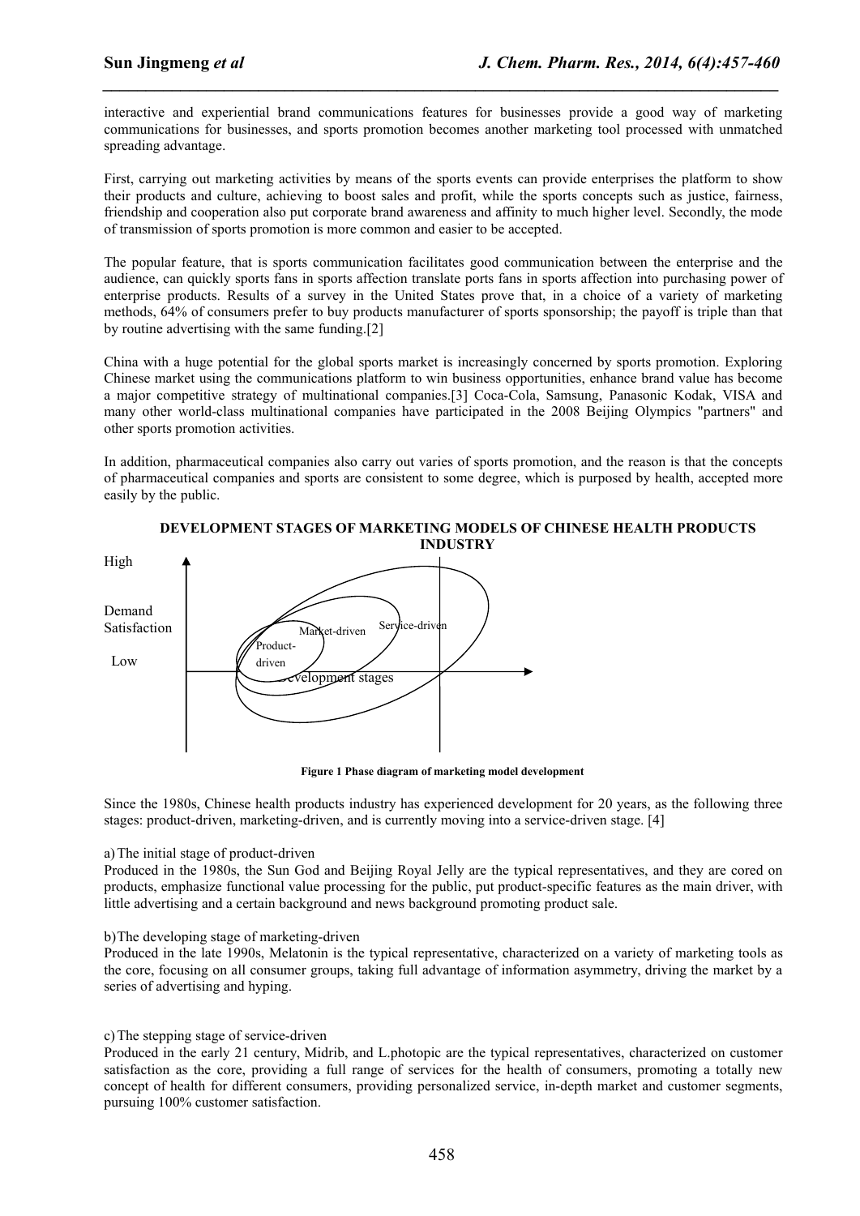interactive and experiential brand communications features for businesses provide a good way of marketing communications for businesses, and sports promotion becomes another marketing tool processed with unmatched spreading advantage.

First, carrying out marketing activities by means of the sports events can provide enterprises the platform to show their products and culture, achieving to boost sales and profit, while the sports concepts such as justice, fairness, friendship and cooperation also put corporate brand awareness and affinity to much higher level. Secondly, the mode of transmission of sports promotion is more common and easier to be accepted.

The popular feature, that is sports communication facilitates good communication between the enterprise and the audience, can quickly sports fans in sports affection translate ports fans in sports affection into purchasing power of enterprise products. Results of a survey in the United States prove that, in a choice of a variety of marketing methods, 64% of consumers prefer to buy products manufacturer of sports sponsorship; the payoff is triple than that by routine advertising with the same funding.[2]

China with a huge potential for the global sports market is increasingly concerned by sports promotion. Exploring Chinese market using the communications platform to win business opportunities, enhance brand value has become a major competitive strategy of multinational companies.[3] Coca-Cola, Samsung, Panasonic Kodak, VISA and many other world-class multinational companies have participated in the 2008 Beijing Olympics "partners" and other sports promotion activities.

In addition, pharmaceutical companies also carry out varies of sports promotion, and the reason is that the concepts of pharmaceutical companies and sports are consistent to some degree, which is purposed by health, accepted more easily by the public.

## DEVELOPMENT STAGES OF MARKETING MODELS OF CHINESE HEALTH PRODUCTS INDUSTRY

High

Demand Satisfaction

Low

Product-driven    Market-driven    Service-driven

Development stages

**Figure 1 Phase diagram of marketing model development**

Since the 1980s, Chinese health products industry has experienced development for 20 years, as the following three stages: product-driven, marketing-driven, and is currently moving into a service-driven stage. [4]

a) The initial stage of product-driven
Produced in the 1980s, the Sun God and Beijing Royal Jelly are the typical representatives, and they are cored on products, emphasize functional value processing for the public, put product-specific features as the main driver, with little advertising and a certain background and news background promoting product sale.

b) The developing stage of marketing-driven
Produced in the late 1990s, Melatonin is the typical representative, characterized on a variety of marketing tools as the core, focusing on all consumer groups, taking full advantage of information asymmetry, driving the market by a series of advertising and hyping.

c) The stepping stage of service-driven
Produced in the early 21 century, Midrib, and L.photopic are the typical representatives, characterized on customer satisfaction as the core, providing a full range of services for the health of consumers, promoting a totally new concept of health for different consumers, providing personalized service, in-depth market and customer segments, pursuing 100% customer satisfaction.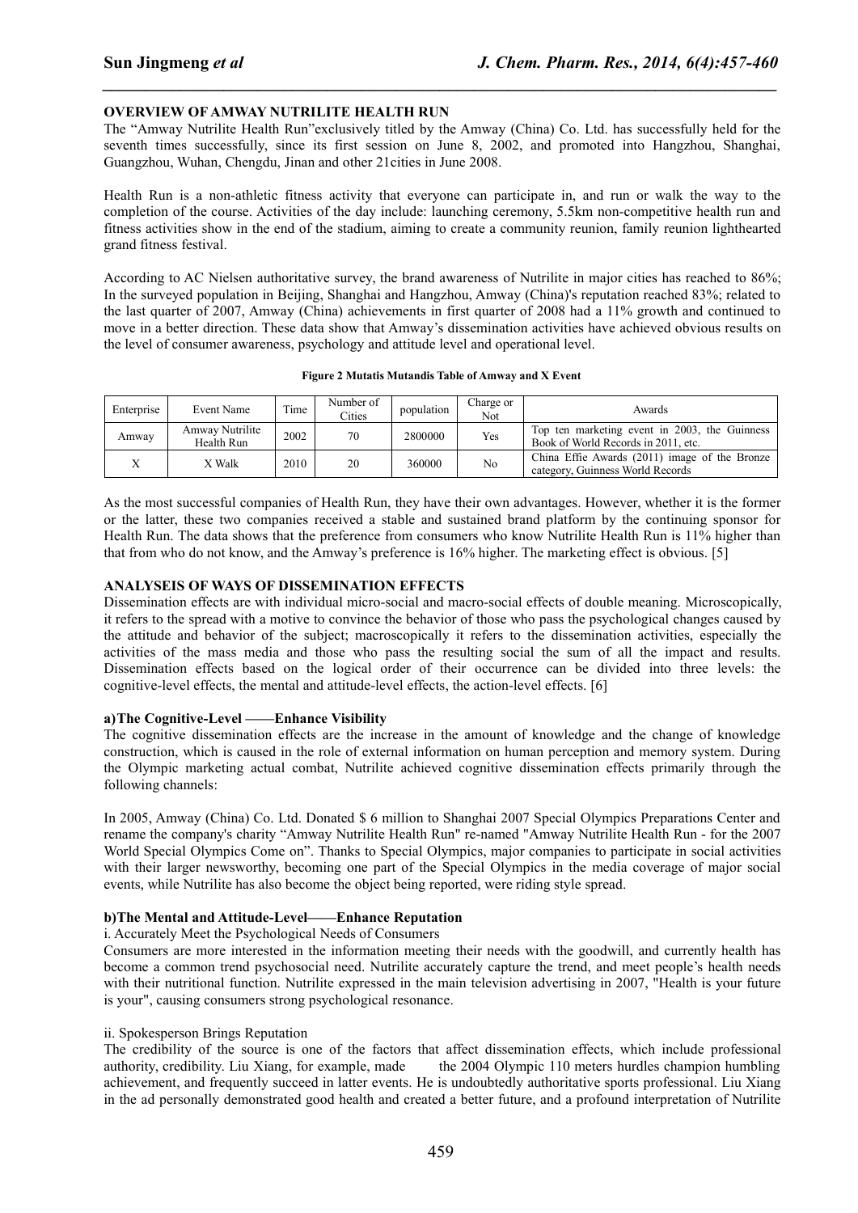**OVERVIEW OF AMWAY NUTRILITE HEALTH RUN**

The "Amway Nutrilite Health Run"exclusively titled by the Amway (China) Co. Ltd. has successfully held for the seventh times successfully, since its first session on June 8, 2002, and promoted into Hangzhou, Shanghai, Guangzhou, Wuhan, Chengdu, Jinan and other 21cities in June 2008.

Health Run is a non-athletic fitness activity that everyone can participate in, and run or walk the way to the completion of the course. Activities of the day include: launching ceremony, 5.5km non-competitive health run and fitness activities show in the end of the stadium, aiming to create a community reunion, family reunion lighthearted grand fitness festival.

According to AC Nielsen authoritative survey, the brand awareness of Nutrilite in major cities has reached to 86%; In the surveyed population in Beijing, Shanghai and Hangzhou, Amway (China)'s reputation reached 83%; related to the last quarter of 2007, Amway (China) achievements in first quarter of 2008 had a 11% growth and continued to move in a better direction. These data show that Amway's dissemination activities have achieved obvious results on the level of consumer awareness, psychology and attitude level and operational level.

**Figure 2 Mutatis Mutandis Table of Amway and X Event**

| Enterprise | Event Name | Time | Number of Cities | population | Charge or Not | Awards |
|---|---|---|---|---|---|---|
| Amway | Amway Nutrilite Health Run | 2002 | 70 | 2800000 | Yes | Top ten marketing event in 2003, the Guinness Book of World Records in 2011, etc. |
| X | X Walk | 2010 | 20 | 360000 | No | China Effie Awards (2011) image of the Bronze category, Guinness World Records |

As the most successful companies of Health Run, they have their own advantages. However, whether it is the former or the latter, these two companies received a stable and sustained brand platform by the continuing sponsor for Health Run. The data shows that the preference from consumers who know Nutrilite Health Run is 11% higher than that from who do not know, and the Amway's preference is 16% higher. The marketing effect is obvious. [5]

**ANALYSEIS OF WAYS OF DISSEMINATION EFFECTS**

Dissemination effects are with individual micro-social and macro-social effects of double meaning. Microscopically, it refers to the spread with a motive to convince the behavior of those who pass the psychological changes caused by the attitude and behavior of the subject; macroscopically it refers to the dissemination activities, especially the activities of the mass media and those who pass the resulting social the sum of all the impact and results. Dissemination effects based on the logical order of their occurrence can be divided into three levels: the cognitive-level effects, the mental and attitude-level effects, the action-level effects. [6]

**a)The Cognitive-Level ——Enhance Visibility**

The cognitive dissemination effects are the increase in the amount of knowledge and the change of knowledge construction, which is caused in the role of external information on human perception and memory system. During the Olympic marketing actual combat, Nutrilite achieved cognitive dissemination effects primarily through the following channels:

In 2005, Amway (China) Co. Ltd. Donated $ 6 million to Shanghai 2007 Special Olympics Preparations Center and rename the company's charity "Amway Nutrilite Health Run" re-named "Amway Nutrilite Health Run - for the 2007 World Special Olympics Come on". Thanks to Special Olympics, major companies to participate in social activities with their larger newsworthy, becoming one part of the Special Olympics in the media coverage of major social events, while Nutrilite has also become the object being reported, were riding style spread.

**b)The Mental and Attitude-Level——Enhance Reputation**

i. Accurately Meet the Psychological Needs of Consumers

Consumers are more interested in the information meeting their needs with the goodwill, and currently health has become a common trend psychosocial need. Nutrilite accurately capture the trend, and meet people's health needs with their nutritional function. Nutrilite expressed in the main television advertising in 2007, "Health is your future is your", causing consumers strong psychological resonance.

ii. Spokesperson Brings Reputation

The credibility of the source is one of the factors that affect dissemination effects, which include professional authority, credibility. Liu Xiang, for example, made the 2004 Olympic 110 meters hurdles champion humbling achievement, and frequently succeed in latter events. He is undoubtedly authoritative sports professional. Liu Xiang in the ad personally demonstrated good health and created a better future, and a profound interpretation of Nutrilite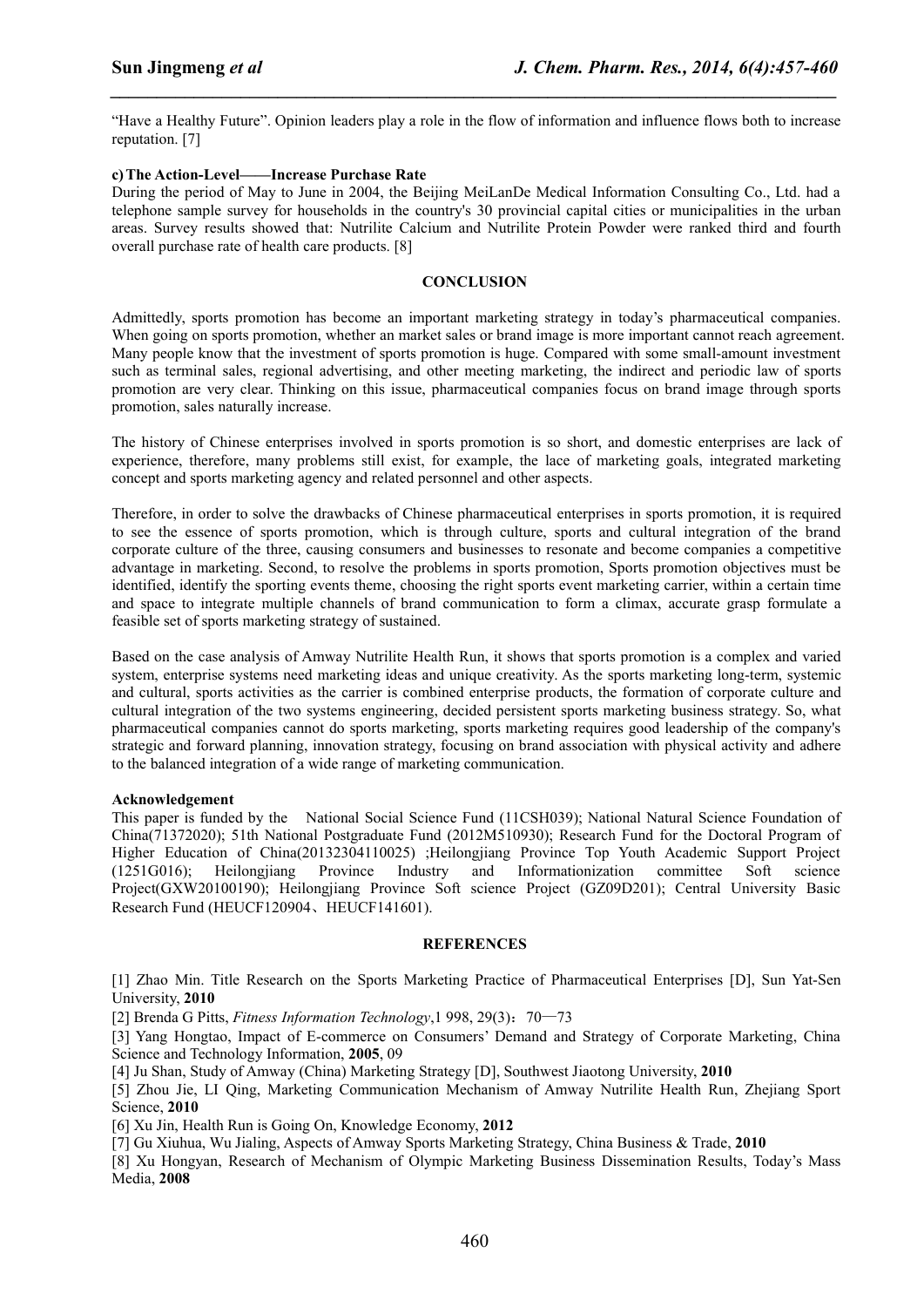"Have a Healthy Future". Opinion leaders play a role in the flow of information and influence flows both to increase reputation. [7]

**c) The Action-Level——Increase Purchase Rate**

During the period of May to June in 2004, the Beijing MeiLanDe Medical Information Consulting Co., Ltd. had a telephone sample survey for households in the country's 30 provincial capital cities or municipalities in the urban areas. Survey results showed that: Nutrilite Calcium and Nutrilite Protein Powder were ranked third and fourth overall purchase rate of health care products. [8]

## CONCLUSION

Admittedly, sports promotion has become an important marketing strategy in today's pharmaceutical companies. When going on sports promotion, whether an market sales or brand image is more important cannot reach agreement. Many people know that the investment of sports promotion is huge. Compared with some small-amount investment such as terminal sales, regional advertising, and other meeting marketing, the indirect and periodic law of sports promotion are very clear. Thinking on this issue, pharmaceutical companies focus on brand image through sports promotion, sales naturally increase.

The history of Chinese enterprises involved in sports promotion is so short, and domestic enterprises are lack of experience, therefore, many problems still exist, for example, the lace of marketing goals, integrated marketing concept and sports marketing agency and related personnel and other aspects.

Therefore, in order to solve the drawbacks of Chinese pharmaceutical enterprises in sports promotion, it is required to see the essence of sports promotion, which is through culture, sports and cultural integration of the brand corporate culture of the three, causing consumers and businesses to resonate and become companies a competitive advantage in marketing. Second, to resolve the problems in sports promotion, Sports promotion objectives must be identified, identify the sporting events theme, choosing the right sports event marketing carrier, within a certain time and space to integrate multiple channels of brand communication to form a climax, accurate grasp formulate a feasible set of sports marketing strategy of sustained.

Based on the case analysis of Amway Nutrilite Health Run, it shows that sports promotion is a complex and varied system, enterprise systems need marketing ideas and unique creativity. As the sports marketing long-term, systemic and cultural, sports activities as the carrier is combined enterprise products, the formation of corporate culture and cultural integration of the two systems engineering, decided persistent sports marketing business strategy. So, what pharmaceutical companies cannot do sports marketing, sports marketing requires good leadership of the company's strategic and forward planning, innovation strategy, focusing on brand association with physical activity and adhere to the balanced integration of a wide range of marketing communication.

**Acknowledgement**

This paper is funded by the National Social Science Fund (11CSH039); National Natural Science Foundation of China(71372020); 51th National Postgraduate Fund (2012M510930); Research Fund for the Doctoral Program of Higher Education of China(20132304110025) ;Heilongjiang Province Top Youth Academic Support Project (1251G016); Heilongjiang Province Industry and Informationization committee Soft science Project(GXW20100190); Heilongjiang Province Soft science Project (GZ09D201); Central University Basic Research Fund (HEUCF120904、HEUCF141601).

## REFERENCES

[1] Zhao Min. Title Research on the Sports Marketing Practice of Pharmaceutical Enterprises [D], Sun Yat-Sen University, **2010**

[2] Brenda G Pitts, *Fitness Information Technology*,1 998, 29(3)：70—73

[3] Yang Hongtao, Impact of E-commerce on Consumers' Demand and Strategy of Corporate Marketing, China Science and Technology Information, **2005**, 09

[4] Ju Shan, Study of Amway (China) Marketing Strategy [D], Southwest Jiaotong University, **2010**

[5] Zhou Jie, LI Qing, Marketing Communication Mechanism of Amway Nutrilite Health Run, Zhejiang Sport Science, **2010**

[6] Xu Jin, Health Run is Going On, Knowledge Economy, **2012**

[7] Gu Xiuhua, Wu Jialing, Aspects of Amway Sports Marketing Strategy, China Business & Trade, **2010**

[8] Xu Hongyan, Research of Mechanism of Olympic Marketing Business Dissemination Results, Today's Mass Media, **2008**